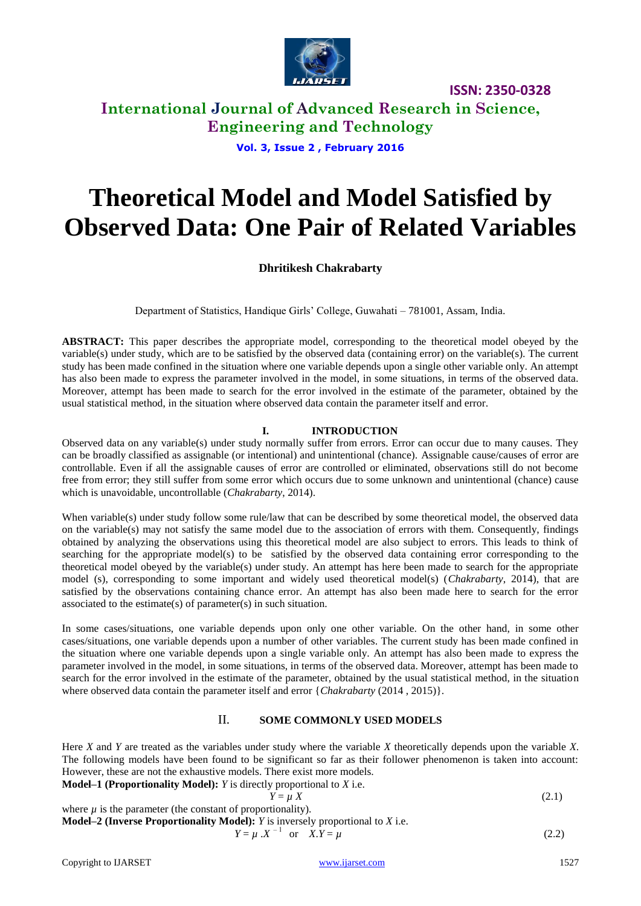# Theoretical Model and Model Satisfied by Observed Data: One Pair of Related Variables

**Dhritikesh Chakrabarty**

Department of Statistics, Handique Girls' College, Guwahati – 781001, Assam, India.

**ABSTRACT:** This paper describes the appropriate model, corresponding to the theoretical model obeyed by the variable(s) under study, which are to be satisfied by the observed data (containing error) on the variable(s). The current study has been made confined in the situation where one variable depends upon a single other variable only. An attempt has also been made to express the parameter involved in the model, in some situations, in terms of the observed data. Moreover, attempt has been made to search for the error involved in the estimate of the parameter, obtained by the usual statistical method, in the situation where observed data contain the parameter itself and error.

## I. INTRODUCTION

Observed data on any variable(s) under study normally suffer from errors. Error can occur due to many causes. They can be broadly classified as assignable (or intentional) and unintentional (chance). Assignable cause/causes of error are controllable. Even if all the assignable causes of error are controlled or eliminated, observations still do not become free from error; they still suffer from some error which occurs due to some unknown and unintentional (chance) cause which is unavoidable, uncontrollable (*Chakrabarty*, 2014).

When variable(s) under study follow some rule/law that can be described by some theoretical model, the observed data on the variable(s) may not satisfy the same model due to the association of errors with them. Consequently, findings obtained by analyzing the observations using this theoretical model are also subject to errors. This leads to think of searching for the appropriate model(s) to be satisfied by the observed data containing error corresponding to the theoretical model obeyed by the variable(s) under study. An attempt has here been made to search for the appropriate model (s), corresponding to some important and widely used theoretical model(s) (*Chakrabarty*, 2014), that are satisfied by the observations containing chance error. An attempt has also been made here to search for the error associated to the estimate(s) of parameter(s) in such situation.

In some cases/situations, one variable depends upon only one other variable. On the other hand, in some other cases/situations, one variable depends upon a number of other variables. The current study has been made confined in the situation where one variable depends upon a single variable only. An attempt has also been made to express the parameter involved in the model, in some situations, in terms of the observed data. Moreover, attempt has been made to search for the error involved in the estimate of the parameter, obtained by the usual statistical method, in the situation where observed data contain the parameter itself and error {*Chakrabarty* (2014 , 2015)}.

## II. SOME COMMONLY USED MODELS

Here $X$ and $Y$ are treated as the variables under study where the variable $X$ theoretically depends upon the variable $X$. The following models have been found to be significant so far as their follower phenomenon is taken into account: However, these are not the exhaustive models. There exist more models.

**Model–1 (Proportionality Model):** $Y$ is directly proportional to $X$ i.e.

$$Y = \mu X \tag{2.1}$$

where $\mu$ is the parameter (the constant of proportionality).

**Model–2 (Inverse Proportionality Model):** $Y$ is inversely proportional to $X$ i.e.

$$Y = \mu .X^{-1} \quad \text{or} \quad X.Y = \mu \tag{2.2}$$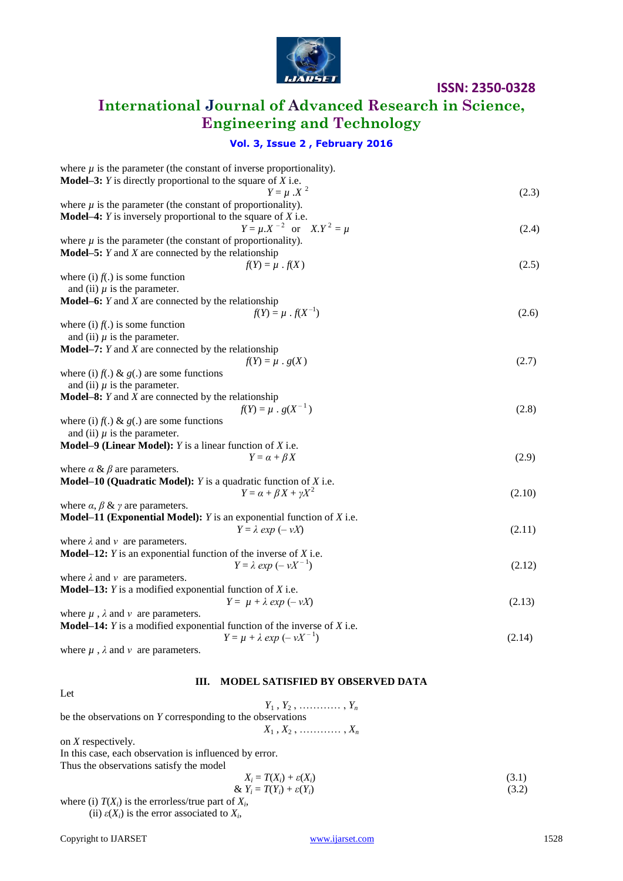where $\mu$ is the parameter (the constant of inverse proportionality).

**Model–3:** $Y$ is directly proportional to the square of $X$ i.e.

$$Y = \mu \,.X^{\,2} \tag{2.3}$$

where $\mu$ is the parameter (the constant of proportionality).

**Model–4:** $Y$ is inversely proportional to the square of $X$ i.e.

$$Y = \mu.X^{\,-2} \quad \text{or} \quad X.Y^{\,2} = \mu \tag{2.4}$$

where $\mu$ is the parameter (the constant of proportionality).

**Model–5:** $Y$ and $X$ are connected by the relationship

$$f(Y) = \mu \,.\, f(X) \tag{2.5}$$

where (i) $f(.)$ is some function
and (ii) $\mu$ is the parameter.

**Model–6:** $Y$ and $X$ are connected by the relationship

$$f(Y) = \mu \,.\, f(X^{-1}) \tag{2.6}$$

where (i) $f(.)$ is some function
and (ii) $\mu$ is the parameter.

**Model–7:** $Y$ and $X$ are connected by the relationship

$$f(Y) = \mu \,.\, g(X) \tag{2.7}$$

where (i) $f(.)$ & $g(.)$ are some functions
and (ii) $\mu$ is the parameter.

**Model–8:** $Y$ and $X$ are connected by the relationship

$$f(Y) = \mu \,.\, g(X^{\,-1}) \tag{2.8}$$

where (i) $f(.)$ & $g(.)$ are some functions
and (ii) $\mu$ is the parameter.

**Model–9 (Linear Model):** $Y$ is a linear function of $X$ i.e.

$$Y = \alpha + \beta X \tag{2.9}$$

where $\alpha$ & $\beta$ are parameters.

**Model–10 (Quadratic Model):** $Y$ is a quadratic function of $X$ i.e.

$$Y = \alpha + \beta X + \gamma X^2 \tag{2.10}$$

where $\alpha$, $\beta$ & $\gamma$ are parameters.

**Model–11 (Exponential Model):** $Y$ is an exponential function of $X$ i.e.

$$Y = \lambda \, exp\,(-\,\nu X) \tag{2.11}$$

where $\lambda$ and $\nu$ are parameters.

**Model–12:** $Y$ is an exponential function of the inverse of $X$ i.e.

$$Y = \lambda \, exp\,(-\,\nu X^{\,-1}) \tag{2.12}$$

where $\lambda$ and $\nu$ are parameters.

**Model–13:** $Y$ is a modified exponential function of $X$ i.e.

$$Y = \mu + \lambda \, exp\,(-\,\nu X) \tag{2.13}$$

where $\mu$ , $\lambda$ and $\nu$ are parameters.

**Model–14:** $Y$ is a modified exponential function of the inverse of $X$ i.e.

$$Y = \mu + \lambda \, exp\,(-\,\nu X^{\,-1}) \tag{2.14}$$

where $\mu$ , $\lambda$ and $\nu$ are parameters.

## III. MODEL SATISFIED BY OBSERVED DATA

Let

$$Y_1\,,\, Y_2\,,\,\ldots\ldots\ldots\ldots\,,\, Y_n$$

be the observations on $Y$ corresponding to the observations

$$X_1\,,\, X_2\,,\,\ldots\ldots\ldots\ldots\,,\, X_n$$

on $X$ respectively.

In this case, each observation is influenced by error.

Thus the observations satisfy the model

$$X_i = T(X_i) + \varepsilon(X_i) \tag{3.1}$$

$$\& \; Y_i = T(Y_i) + \varepsilon(Y_i) \tag{3.2}$$

where (i) $T(X_i)$ is the errorless/true part of $X_i$,
(ii) $\varepsilon(X_i)$ is the error associated to $X_i$,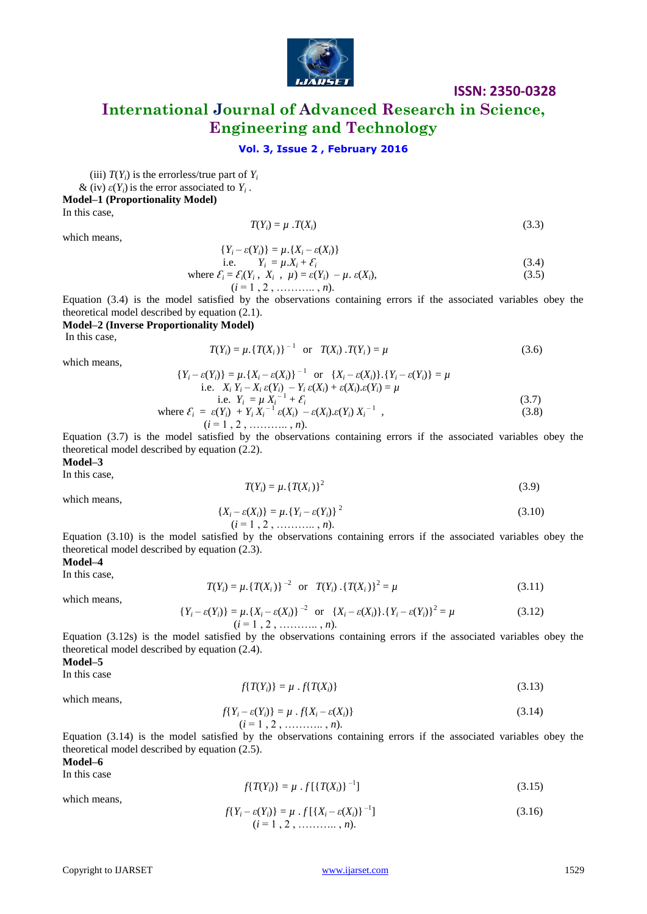(iii) $T(Y_i)$ is the errorless/true part of $Y_i$

& (iv) $\varepsilon(Y_i)$ is the error associated to $Y_i$ .

**Model–1 (Proportionality Model)**

In this case,

$$T(Y_i) = \mu .T(X_i) \tag{3.3}$$

which means,

$$\{Y_i - \varepsilon(Y_i)\} = \mu.\{X_i - \varepsilon(X_i)\}$$

$$\text{i.e.} \quad Y_i = \mu.X_i + \mathcal{E}_i \tag{3.4}$$

$$\text{where } \mathcal{E}_i = \mathcal{E}_i(Y_i\,,\ X_i\ ,\ \mu) = \varepsilon(Y_i) - \mu.\,\varepsilon(X_i), \tag{3.5}$$

$$(i = 1\,,2\,,\ldots\ldots\ldots\,,n).$$

Equation (3.4) is the model satisfied by the observations containing errors if the associated variables obey the theoretical model described by equation (2.1).

**Model–2 (Inverse Proportionality Model)**

In this case,

$$T(Y_i) = \mu.\{T(X_i)\}^{-1} \quad \text{or} \quad T(X_i)\,.T(Y_i) = \mu \tag{3.6}$$

which means,

$$\{Y_i - \varepsilon(Y_i)\} = \mu.\{X_i - \varepsilon(X_i)\}^{-1} \quad \text{or} \quad \{X_i - \varepsilon(X_i)\}.\{Y_i - \varepsilon(Y_i)\} = \mu$$

$$\text{i.e.} \quad X_i\,Y_i - X_i\,\varepsilon(Y_i) - Y_i\,\varepsilon(X_i) + \varepsilon(X_i).\varepsilon(Y_i) = \mu$$

$$\text{i.e.} \quad Y_i = \mu\,X_i^{-1} + \mathcal{E}_i \tag{3.7}$$

$$\text{where } \mathcal{E}_i = \varepsilon(Y_i) + Y_i\,X_i^{-1}\,\varepsilon(X_i) - \varepsilon(X_i).\varepsilon(Y_i)\,X_i^{-1}\ , \tag{3.8}$$

$$(i = 1\,,2\,,\ldots\ldots\ldots\,,n).$$

Equation (3.7) is the model satisfied by the observations containing errors if the associated variables obey the theoretical model described by equation (2.2).

**Model–3**

In this case,

$$T(Y_i) = \mu.\{T(X_i)\}^2 \tag{3.9}$$

which means,

$$\{X_i - \varepsilon(X_i)\} = \mu.\{Y_i - \varepsilon(Y_i)\}^2 \tag{3.10}$$

$$(i = 1\,,2\,,\ldots\ldots\ldots\,,n).$$

Equation (3.10) is the model satisfied by the observations containing errors if the associated variables obey the theoretical model described by equation (2.3).

**Model–4**

In this case,

$$T(Y_i) = \mu.\{T(X_i)\}^{-2} \quad \text{or} \quad T(Y_i)\,.\{T(X_i)\}^2 = \mu \tag{3.11}$$

which means,

$$\{Y_i - \varepsilon(Y_i)\} = \mu.\{X_i - \varepsilon(X_i)\}^{-2} \quad \text{or} \quad \{X_i - \varepsilon(X_i)\}.\{Y_i - \varepsilon(Y_i)\}^2 = \mu \tag{3.12}$$

$$(i = 1\,,2\,,\ldots\ldots\ldots\,,n).$$

Equation (3.12s) is the model satisfied by the observations containing errors if the associated variables obey the theoretical model described by equation (2.4).

**Model–5**

In this case

$$f\{T(Y_i)\} = \mu\,.\,f\{T(X_i)\} \tag{3.13}$$

which means,

$$f\{Y_i - \varepsilon(Y_i)\} = \mu\,.\,f\{X_i - \varepsilon(X_i)\} \tag{3.14}$$

$$(i = 1\,,2\,,\ldots\ldots\ldots\,,n).$$

Equation (3.14) is the model satisfied by the observations containing errors if the associated variables obey the theoretical model described by equation (2.5).

**Model–6**

In this case

$$f\{T(Y_i)\} = \mu\,.\,f[\{T(X_i)\}^{-1}] \tag{3.15}$$

which means,

$$f\{Y_i - \varepsilon(Y_i)\} = \mu\,.\,f[\{X_i - \varepsilon(X_i)\}^{-1}] \tag{3.16}$$

$$(i = 1\,,2\,,\ldots\ldots\ldots\,,n).$$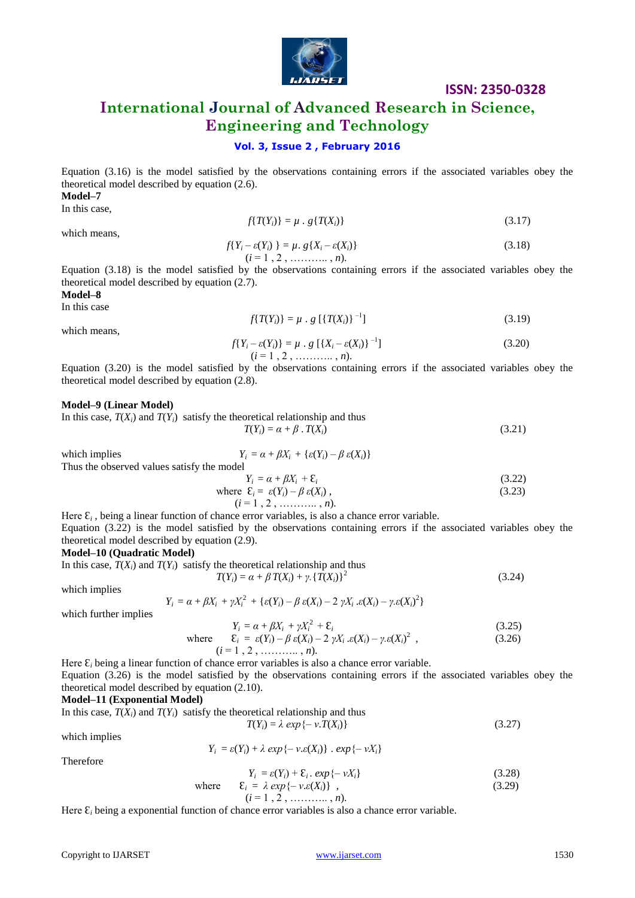Equation (3.16) is the model satisfied by the observations containing errors if the associated variables obey the theoretical model described by equation (2.6).

**Model–7**

In this case,

$$f\{T(Y_i)\} = \mu \,.\, g\{T(X_i)\} \tag{3.17}$$

which means,

$$f\{Y_i - \varepsilon(Y_i)\} = \mu .\, g\{X_i - \varepsilon(X_i)\} \tag{3.18}$$

$$(i = 1, 2, \ldots\ldots\ldots, n).$$

Equation (3.18) is the model satisfied by the observations containing errors if the associated variables obey the theoretical model described by equation (2.7).

**Model–8**

In this case

$$f\{T(Y_i)\} = \mu \,.\, g\,[\{T(X_i)\}^{-1}] \tag{3.19}$$

which means,

$$f\{Y_i - \varepsilon(Y_i)\} = \mu \,.\, g\,[\{X_i - \varepsilon(X_i)\}^{-1}] \tag{3.20}$$

$$(i = 1, 2, \ldots\ldots\ldots, n).$$

Equation (3.20) is the model satisfied by the observations containing errors if the associated variables obey the theoretical model described by equation (2.8).

**Model–9 (Linear Model)**

In this case, $T(X_i)$ and $T(Y_i)$ satisfy the theoretical relationship and thus

$$T(Y_i) = \alpha + \beta \,.\, T(X_i) \tag{3.21}$$

which implies $\quad Y_i = \alpha + \beta X_i + \{\varepsilon(Y_i) - \beta\, \varepsilon(X_i)\}$

Thus the observed values satisfy the model

$$Y_i = \alpha + \beta X_i + \mathcal{E}_i \,, \tag{3.22}$$

$$\text{where } \ \mathcal{E}_i = \varepsilon(Y_i) - \beta\, \varepsilon(X_i) \,, \tag{3.23}$$

$$(i = 1, 2, \ldots\ldots\ldots, n).$$

Here $\mathcal{E}_i$ , being a linear function of chance error variables, is also a chance error variable.

Equation (3.22) is the model satisfied by the observations containing errors if the associated variables obey the theoretical model described by equation (2.9).

**Model–10 (Quadratic Model)**

In this case, $T(X_i)$ and $T(Y_i)$ satisfy the theoretical relationship and thus

$$T(Y_i) = \alpha + \beta\, T(X_i) + \gamma .\{T(X_i)\}^2 \tag{3.24}$$

which implies

$$Y_i = \alpha + \beta X_i + \gamma X_i^2 + \{\varepsilon(Y_i) - \beta\, \varepsilon(X_i) - 2\, \gamma X_i .\varepsilon(X_i) - \gamma .\varepsilon(X_i)^2\}$$

which further implies

$$Y_i = \alpha + \beta X_i + \gamma X_i^2 + \mathcal{E}_i \tag{3.25}$$

$$\text{where} \quad \mathcal{E}_i = \varepsilon(Y_i) - \beta\, \varepsilon(X_i) - 2\, \gamma X_i .\varepsilon(X_i) - \gamma .\varepsilon(X_i)^2 \,, \tag{3.26}$$

$$(i = 1, 2, \ldots\ldots\ldots, n).$$

Here $\mathcal{E}_i$ being a linear function of chance error variables is also a chance error variable.

Equation (3.26) is the model satisfied by the observations containing errors if the associated variables obey the theoretical model described by equation (2.10).

**Model–11 (Exponential Model)**

In this case, $T(X_i)$ and $T(Y_i)$ satisfy the theoretical relationship and thus

$$T(Y_i) = \lambda\, exp\{-\, \nu .T(X_i)\} \tag{3.27}$$

which implies

$$Y_i = \varepsilon(Y_i) + \lambda\, exp\{-\, \nu .\varepsilon(X_i)\} \,.\, exp\{-\, \nu X_i\}$$

Therefore

$$Y_i = \varepsilon(Y_i) + \mathcal{E}_i \,.\, exp\{-\, \nu X_i\} \tag{3.28}$$

$$\text{where} \quad \mathcal{E}_i = \lambda\, exp\{-\, \nu .\varepsilon(X_i)\} \,, \tag{3.29}$$

$$(i = 1, 2, \ldots\ldots\ldots, n).$$

Here $\mathcal{E}_i$ being a exponential function of chance error variables is also a chance error variable.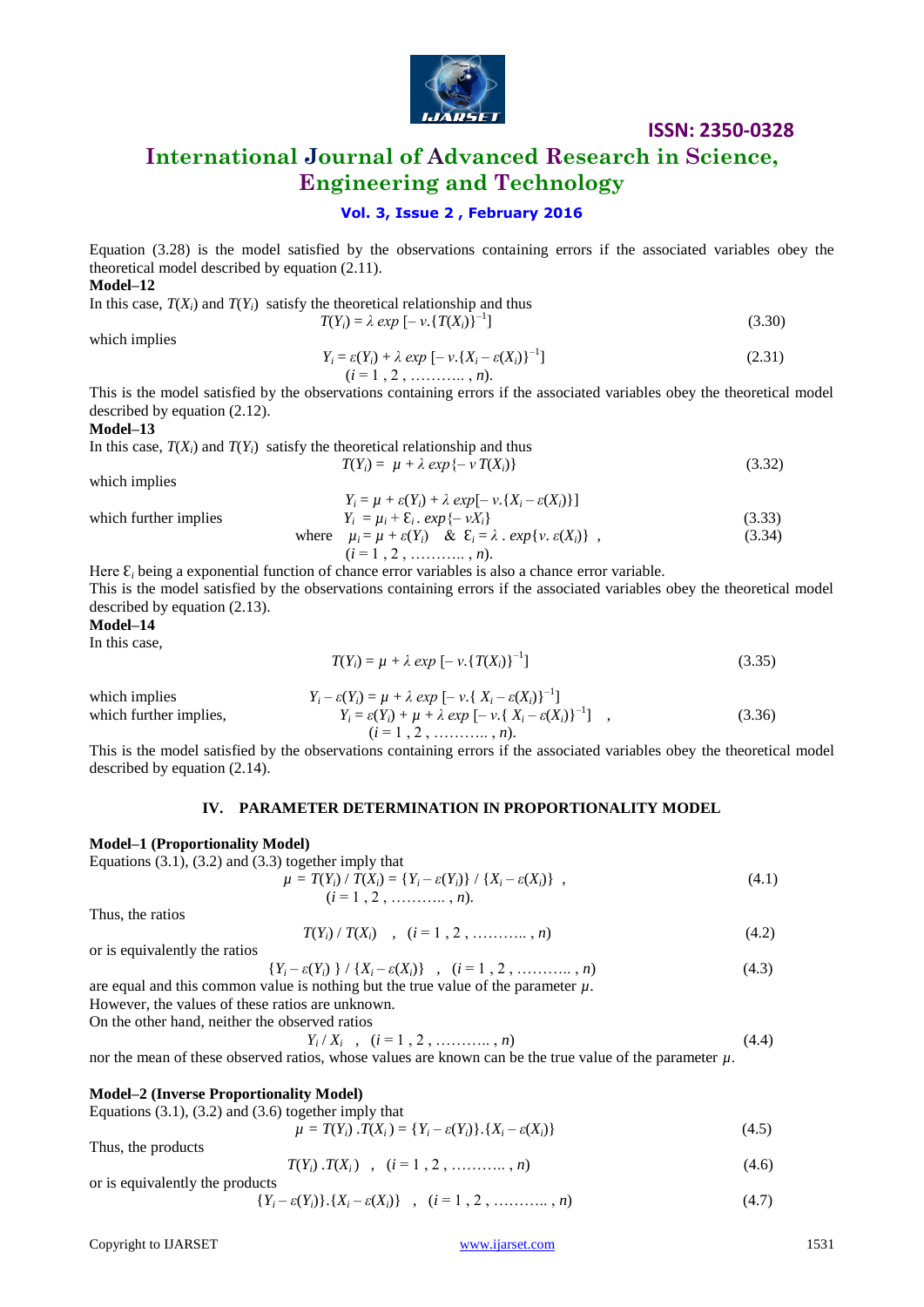Equation (3.28) is the model satisfied by the observations containing errors if the associated variables obey the theoretical model described by equation (2.11).

**Model–12**

In this case, $T(X_i)$ and $T(Y_i)$ satisfy the theoretical relationship and thus

$$T(Y_i) = \lambda \; exp\,[-\, \nu.\{T(X_i)\}^{-1}] \tag{3.30}$$

which implies

$$Y_i = \varepsilon(Y_i) + \lambda \; exp\,[-\, \nu.\{X_i - \varepsilon(X_i)\}^{-1}] \tag{2.31}$$

$$(i = 1\,,\,2\,,\,\ldots\ldots\ldots\,,\,n).$$

This is the model satisfied by the observations containing errors if the associated variables obey the theoretical model described by equation (2.12).

**Model–13**

In this case, $T(X_i)$ and $T(Y_i)$ satisfy the theoretical relationship and thus

$$T(Y_i) = \; \mu + \lambda \; exp\{-\, \nu \; T(X_i)\} \tag{3.32}$$

which implies

$$Y_i = \mu + \varepsilon(Y_i) + \lambda \; exp[-\, \nu.\{X_i - \varepsilon(X_i)\}]$$

which further implies

$$Y_i \; = \mu_i + \mathcal{E}_i \,.\; exp\{-\, \nu X_i\} \tag{3.33}$$

$$\text{where} \quad \mu_i = \mu + \varepsilon(Y_i) \quad \& \;\; \mathcal{E}_i = \lambda \;.\; exp\{\nu.\, \varepsilon(X_i)\} \;, \tag{3.34}$$

$$(i = 1\,,\,2\,,\,\ldots\ldots\ldots\,,\,n).$$

Here $\mathcal{E}_i$ being a exponential function of chance error variables is also a chance error variable.

This is the model satisfied by the observations containing errors if the associated variables obey the theoretical model described by equation (2.13).

**Model–14**

In this case,

$$T(Y_i) = \mu + \lambda \; exp\,[-\, \nu.\{T(X_i)\}^{-1}] \tag{3.35}$$

which implies

$$Y_i - \varepsilon(Y_i) = \mu + \lambda \; exp\,[-\, \nu.\{\, X_i - \varepsilon(X_i)\}^{-1}]$$

which further implies,

$$Y_i = \varepsilon(Y_i) + \mu + \lambda \; exp\,[-\, \nu.\{\, X_i - \varepsilon(X_i)\}^{-1}] \;\;, \tag{3.36}$$

$$(i = 1\,,\,2\,,\,\ldots\ldots\ldots\,,\,n).$$

This is the model satisfied by the observations containing errors if the associated variables obey the theoretical model described by equation (2.14).

## IV. PARAMETER DETERMINATION IN PROPORTIONALITY MODEL

**Model–1 (Proportionality Model)**

Equations (3.1), (3.2) and (3.3) together imply that

$$\mu \; = \; T(Y_i) \,/\, T(X_i) = \{Y_i - \varepsilon(Y_i)\} \,/\, \{X_i - \varepsilon(X_i)\} \;\;, \tag{4.1}$$

$$(i = 1\,,\,2\,,\,\ldots\ldots\ldots\,,\,n).$$

Thus, the ratios

$$T(Y_i) \,/\, T(X_i) \quad , \quad (i = 1\,,\,2\,,\,\ldots\ldots\ldots\,,\,n) \tag{4.2}$$

or is equivalently the ratios

$$\{Y_i - \varepsilon(Y_i)\;\} \,/\, \{X_i - \varepsilon(X_i)\} \quad , \quad (i = 1\,,\,2\,,\,\ldots\ldots\ldots\,,\,n) \tag{4.3}$$

are equal and this common value is nothing but the true value of the parameter $\mu$.

However, the values of these ratios are unknown.

On the other hand, neither the observed ratios

$$Y_i \,/\, X_i \quad , \quad (i = 1\,,\,2\,,\,\ldots\ldots\ldots\,,\,n) \tag{4.4}$$

nor the mean of these observed ratios, whose values are known can be the true value of the parameter $\mu$.

**Model–2 (Inverse Proportionality Model)**

Equations (3.1), (3.2) and (3.6) together imply that

$$\mu \; = \; T(Y_i) \,.\, T(X_i) = \{Y_i - \varepsilon(Y_i)\}.\{X_i - \varepsilon(X_i)\} \tag{4.5}$$

Thus, the products

$$T(Y_i) \,.\, T(X_i\,) \quad , \quad (i = 1\,,\,2\,,\,\ldots\ldots\ldots\,,\,n) \tag{4.6}$$

or is equivalently the products

$$\{Y_i - \varepsilon(Y_i)\}.\{X_i - \varepsilon(X_i)\} \quad , \quad (i = 1\,,\,2\,,\,\ldots\ldots\ldots\,,\,n) \tag{4.7}$$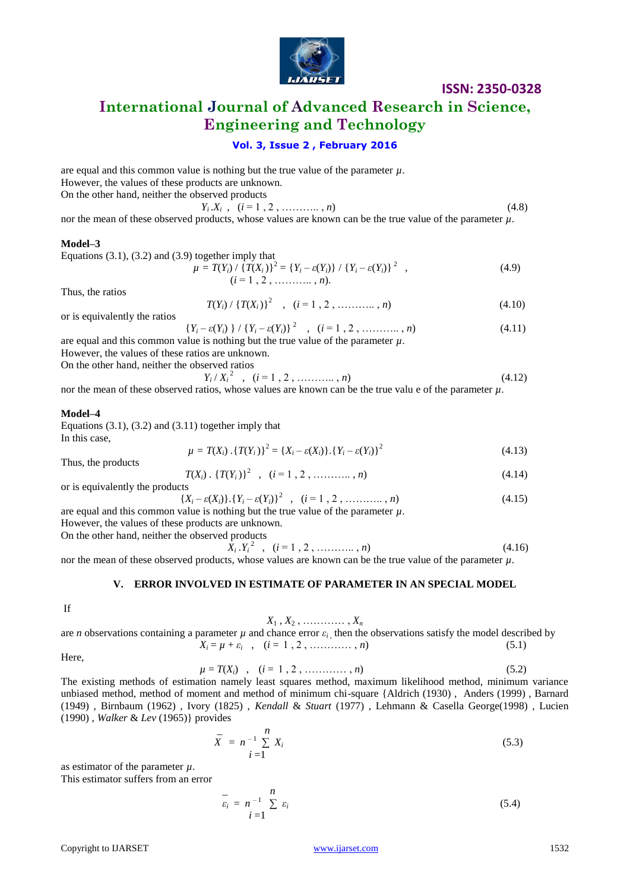are equal and this common value is nothing but the true value of the parameter $\mu$.
However, the values of these products are unknown.
On the other hand, neither the observed products

$$Y_i . X_i \ , \quad (i = 1 , 2 , \ldots\ldots\ldots , n) \tag{4.8}$$

nor the mean of these observed products, whose values are known can be the true value of the parameter $\mu$.

**Model–3**

Equations (3.1), (3.2) and (3.9) together imply that

$$\mu = T(Y_i) \,/\, \{T(X_i)\}^2 = \{Y_i - \varepsilon(Y_i)\} \,/\, \{Y_i - \varepsilon(Y_i)\}^2 \ , \quad (i = 1 , 2 , \ldots\ldots\ldots , n). \tag{4.9}$$

Thus, the ratios

$$T(Y_i) \,/\, \{T(X_i)\}^2 \quad , \quad (i = 1 , 2 , \ldots\ldots\ldots , n) \tag{4.10}$$

or is equivalently the ratios

$$\{Y_i - \varepsilon(Y_i)\} \,/\, \{Y_i - \varepsilon(Y_i)\}^2 \quad , \quad (i = 1 , 2 , \ldots\ldots\ldots , n) \tag{4.11}$$

are equal and this common value is nothing but the true value of the parameter $\mu$.
However, the values of these ratios are unknown.
On the other hand, neither the observed ratios

$$Y_i \,/\, X_i^{\,2} \quad , \quad (i = 1 , 2 , \ldots\ldots\ldots , n) \tag{4.12}$$

nor the mean of these observed ratios, whose values are known can be the true valu e of the parameter $\mu$.

**Model–4**

Equations (3.1), (3.2) and (3.11) together imply that
In this case,

$$\mu = T(X_i) \,.\{T(Y_i)\}^2 = \{X_i - \varepsilon(X_i)\}.\{Y_i - \varepsilon(Y_i)\}^2 \tag{4.13}$$

Thus, the products

$$T(X_i) \,.\, \{T(Y_i)\}^2 \quad , \quad (i = 1 , 2 , \ldots\ldots\ldots , n) \tag{4.14}$$

or is equivalently the products

$$\{X_i - \varepsilon(X_i)\}.\{Y_i - \varepsilon(Y_i)\}^2 \quad , \quad (i = 1 , 2 , \ldots\ldots\ldots , n) \tag{4.15}$$

are equal and this common value is nothing but the true value of the parameter $\mu$.
However, the values of these products are unknown.
On the other hand, neither the observed products

$$X_i . Y_i^{\,2} \quad , \quad (i = 1 , 2 , \ldots\ldots\ldots , n) \tag{4.16}$$

nor the mean of these observed products, whose values are known can be the true value of the parameter $\mu$.

## V. ERROR INVOLVED IN ESTIMATE OF PARAMETER IN AN SPECIAL MODEL

If

$$X_1 , X_2 , \ldots\ldots\ldots\ldots , X_n$$

are $n$ observations containing a parameter $\mu$ and chance error $\varepsilon_i$ , then the observations satisfy the model described by

$$X_i = \mu + \varepsilon_i \quad , \quad (i = 1 , 2 , \ldots\ldots\ldots\ldots , n) \tag{5.1}$$

Here,

$$\mu = T(X_i) \quad , \quad (i = 1 , 2 , \ldots\ldots\ldots\ldots , n) \tag{5.2}$$

The existing methods of estimation namely least squares method, maximum likelihood method, minimum variance unbiased method, method of moment and method of minimum chi-square {Aldrich (1930) , Anders (1999) , Barnard (1949) , Birnbaum (1962) , Ivory (1825) , *Kendall* & *Stuart* (1977) , Lehmann & Casella George(1998) , Lucien (1990) , *Walker* & *Lev* (1965)} provides

$$\bar{X} = n^{-1} \sum_{i=1}^{n} X_i \tag{5.3}$$

as estimator of the parameter $\mu$.
This estimator suffers from an error

$$\bar{\varepsilon}_i = n^{-1} \sum_{i=1}^{n} \varepsilon_i \tag{5.4}$$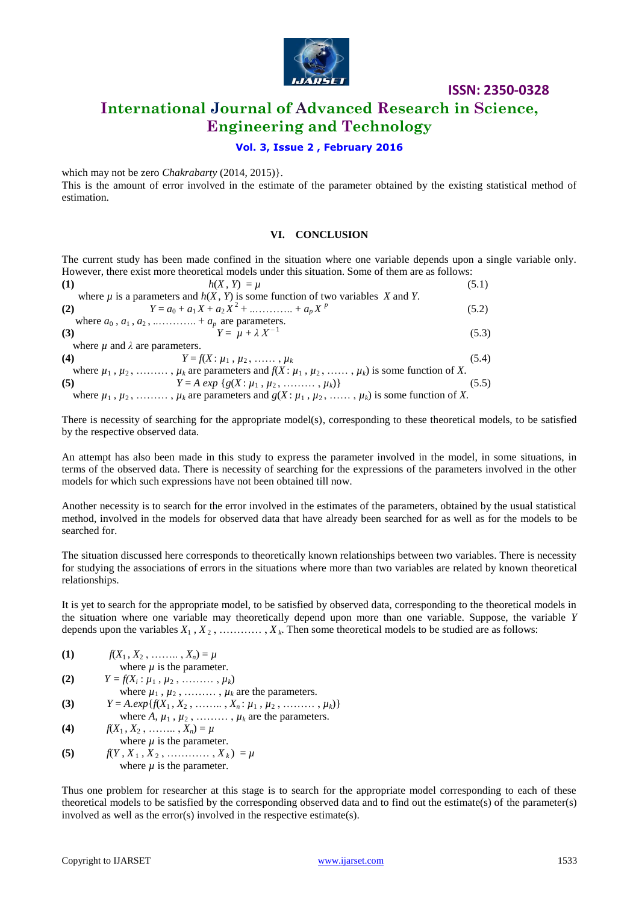which may not be zero *Chakrabarty* (2014, 2015)}.
This is the amount of error involved in the estimate of the parameter obtained by the existing statistical method of estimation.

## VI. CONCLUSION

The current study has been made confined in the situation where one variable depends upon a single variable only. However, there exist more theoretical models under this situation. Some of them are as follows:

**(1)** $$h(X, Y) = \mu \tag{5.1}$$
where $\mu$ is a parameters and $h(X, Y)$ is some function of two variables $X$ and $Y$.

**(2)** $$Y = a_0 + a_1 X + a_2 X^2 + \ldots\ldots\ldots\ldots + a_p X^p \tag{5.2}$$
where $a_0, a_1, a_2, \ldots\ldots\ldots\ldots + a_p$ are parameters.

**(3)** $$Y = \mu + \lambda X^{-1} \tag{5.3}$$
where $\mu$ and $\lambda$ are parameters.

**(4)** $$Y = f(X : \mu_1, \mu_2, \ldots\ldots, \mu_k \tag{5.4}$$
where $\mu_1, \mu_2, \ldots\ldots\ldots, \mu_k$ are parameters and $f(X : \mu_1, \mu_2, \ldots\ldots, \mu_k)$ is some function of $X$.

**(5)** $$Y = A \exp \{g(X : \mu_1, \mu_2, \ldots\ldots\ldots, \mu_k)\} \tag{5.5}$$
where $\mu_1, \mu_2, \ldots\ldots\ldots, \mu_k$ are parameters and $g(X : \mu_1, \mu_2, \ldots\ldots, \mu_k)$ is some function of $X$.

There is necessity of searching for the appropriate model(s), corresponding to these theoretical models, to be satisfied by the respective observed data.

An attempt has also been made in this study to express the parameter involved in the model, in some situations, in terms of the observed data. There is necessity of searching for the expressions of the parameters involved in the other models for which such expressions have not been obtained till now.

Another necessity is to search for the error involved in the estimates of the parameters, obtained by the usual statistical method, involved in the models for observed data that have already been searched for as well as for the models to be searched for.

The situation discussed here corresponds to theoretically known relationships between two variables. There is necessity for studying the associations of errors in the situations where more than two variables are related by known theoretical relationships.

It is yet to search for the appropriate model, to be satisfied by observed data, corresponding to the theoretical models in the situation where one variable may theoretically depend upon more than one variable. Suppose, the variable $Y$ depends upon the variables $X_1, X_2, \ldots\ldots\ldots\ldots, X_k$. Then some theoretical models to be studied are as follows:

**(1)** $f(X_1, X_2, \ldots\ldots\ldots, X_n) = \mu$
where $\mu$ is the parameter.

**(2)** $Y = f(X_i : \mu_1, \mu_2, \ldots\ldots\ldots, \mu_k)$
where $\mu_1, \mu_2, \ldots\ldots\ldots, \mu_k$ are the parameters.

**(3)** $Y = A.\exp\{f(X_1, X_2, \ldots\ldots\ldots, X_n : \mu_1, \mu_2, \ldots\ldots\ldots, \mu_k)\}$
where $A, \mu_1, \mu_2, \ldots\ldots\ldots, \mu_k$ are the parameters.

**(4)** $f(X_1, X_2, \ldots\ldots\ldots, X_n) = \mu$
where $\mu$ is the parameter.

**(5)** $f(Y, X_1, X_2, \ldots\ldots\ldots\ldots, X_k) = \mu$
where $\mu$ is the parameter.

Thus one problem for researcher at this stage is to search for the appropriate model corresponding to each of these theoretical models to be satisfied by the corresponding observed data and to find out the estimate(s) of the parameter(s) involved as well as the error(s) involved in the respective estimate(s).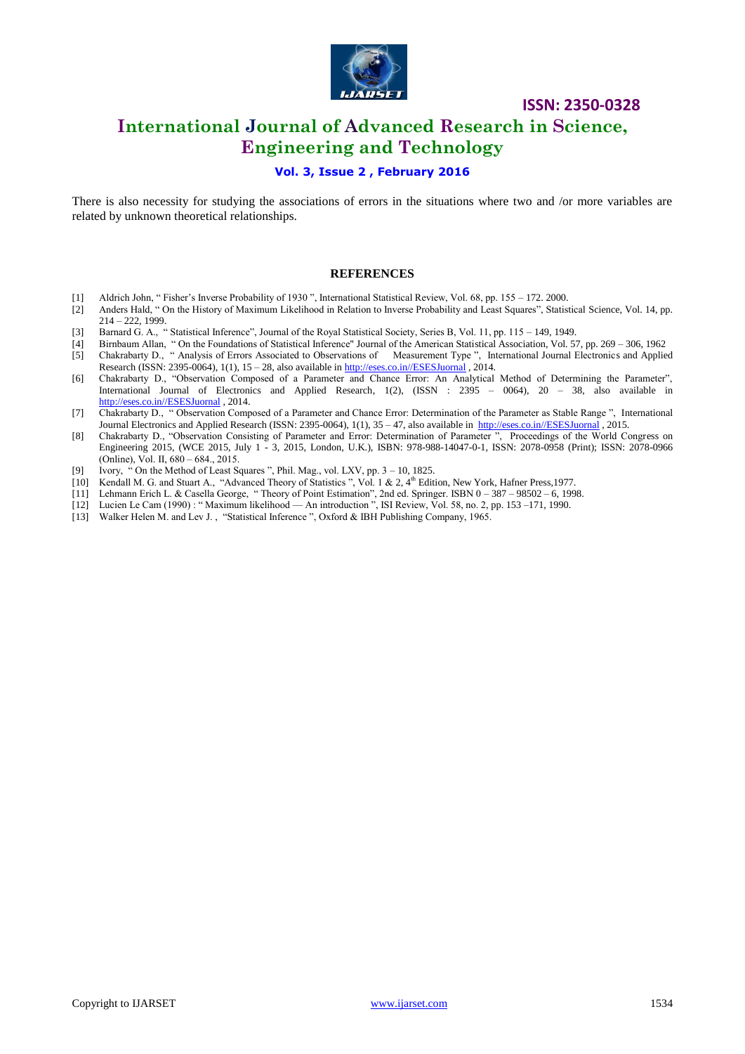There is also necessity for studying the associations of errors in the situations where two and /or more variables are related by unknown theoretical relationships.

## REFERENCES

[1] Aldrich John, " Fisher's Inverse Probability of 1930 ", International Statistical Review, Vol. 68, pp. 155 – 172. 2000.

[2] Anders Hald, " On the History of Maximum Likelihood in Relation to Inverse Probability and Least Squares", Statistical Science, Vol. 14, pp. 214 – 222, 1999.

[3] Barnard G. A., " Statistical Inference", Journal of the Royal Statistical Society, Series B, Vol. 11, pp. 115 – 149, 1949.

[4] Birnbaum Allan, " On the Foundations of Statistical Inference" Journal of the American Statistical Association, Vol. 57, pp. 269 – 306, 1962

[5] Chakrabarty D., " Analysis of Errors Associated to Observations of Measurement Type ", International Journal Electronics and Applied Research (ISSN: 2395-0064), 1(1), 15 – 28, also available in http://eses.co.in//ESESJuornal , 2014.

[6] Chakrabarty D., "Observation Composed of a Parameter and Chance Error: An Analytical Method of Determining the Parameter", International Journal of Electronics and Applied Research, 1(2), (ISSN : 2395 – 0064), 20 – 38, also available in http://eses.co.in//ESESJuornal , 2014.

[7] Chakrabarty D., " Observation Composed of a Parameter and Chance Error: Determination of the Parameter as Stable Range ", International Journal Electronics and Applied Research (ISSN: 2395-0064), 1(1), 35 – 47, also available in http://eses.co.in//ESESJuornal , 2015.

[8] Chakrabarty D., "Observation Consisting of Parameter and Error: Determination of Parameter ", Proceedings of the World Congress on Engineering 2015, (WCE 2015, July 1 - 3, 2015, London, U.K.), ISBN: 978-988-14047-0-1, ISSN: 2078-0958 (Print); ISSN: 2078-0966 (Online), Vol. II, 680 – 684., 2015.

[9] Ivory, " On the Method of Least Squares ", Phil. Mag., vol. LXV, pp. 3 – 10, 1825.

[10] Kendall M. G. and Stuart A., "Advanced Theory of Statistics ", Vol. 1 & 2, 4th Edition, New York, Hafner Press,1977.

[11] Lehmann Erich L. & Casella George, " Theory of Point Estimation", 2nd ed. Springer. ISBN 0 – 387 – 98502 – 6, 1998.

[12] Lucien Le Cam (1990) : " Maximum likelihood — An introduction ", ISI Review, Vol. 58, no. 2, pp. 153 –171, 1990.

[13] Walker Helen M. and Lev J. , "Statistical Inference ", Oxford & IBH Publishing Company, 1965.